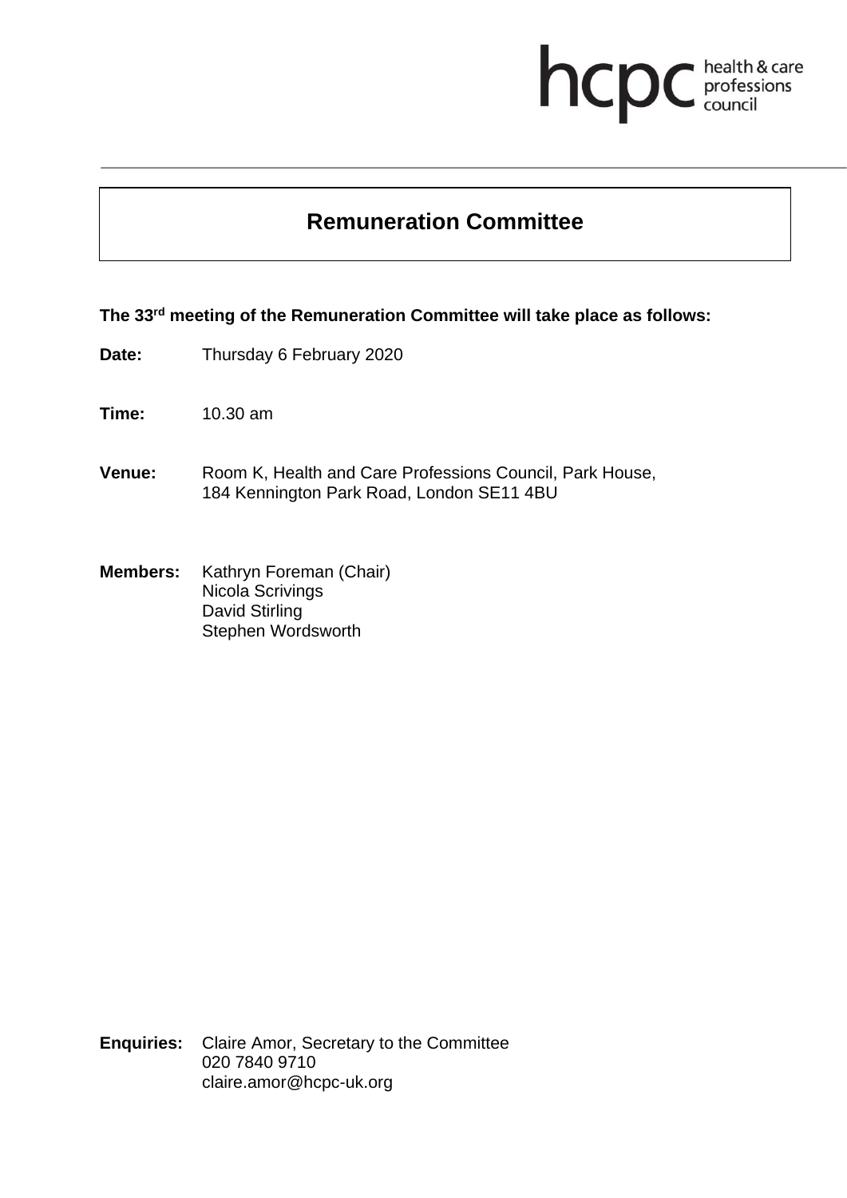hcpc health & care professions council

# Remuneration Committee

**The 33rd meeting of the Remuneration Committee will take place as follows:**

**Date:** Thursday 6 February 2020

**Time:** 10.30 am

**Venue:** Room K, Health and Care Professions Council, Park House, 184 Kennington Park Road, London SE11 4BU

**Members:** Kathryn Foreman (Chair)
Nicola Scrivings
David Stirling
Stephen Wordsworth

**Enquiries:** Claire Amor, Secretary to the Committee
020 7840 9710
claire.amor@hcpc-uk.org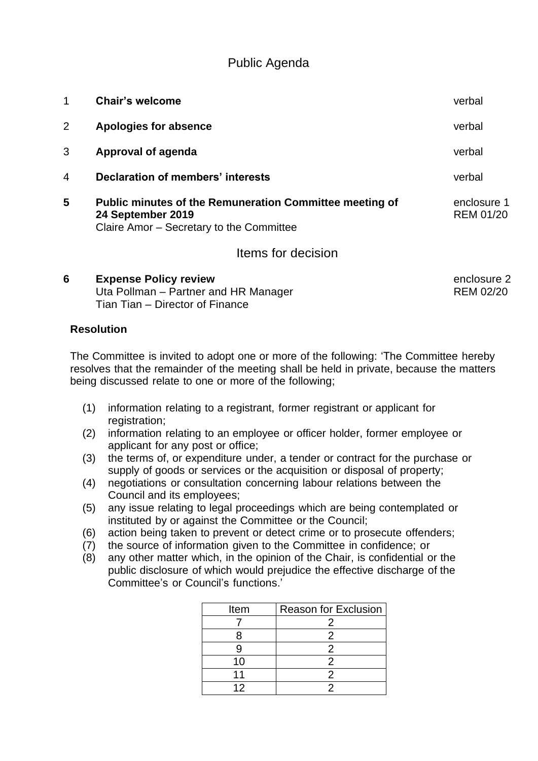# Public Agenda

| | | |
|---|---|---|
| 1 | **Chair's welcome** | verbal |
| 2 | **Apologies for absence** | verbal |
| 3 | **Approval of agenda** | verbal |
| 4 | **Declaration of members' interests** | verbal |
| **5** | **Public minutes of the Remuneration Committee meeting of 24 September 2019**<br>Claire Amor – Secretary to the Committee | enclosure 1<br>REM 01/20 |

## Items for decision

| | | |
|---|---|---|
| **6** | **Expense Policy review**<br>Uta Pollman – Partner and HR Manager<br>Tian Tian – Director of Finance | enclosure 2<br>REM 02/20 |

**Resolution**

The Committee is invited to adopt one or more of the following: 'The Committee hereby resolves that the remainder of the meeting shall be held in private, because the matters being discussed relate to one or more of the following;

(1) information relating to a registrant, former registrant or applicant for registration;
(2) information relating to an employee or officer holder, former employee or applicant for any post or office;
(3) the terms of, or expenditure under, a tender or contract for the purchase or supply of goods or services or the acquisition or disposal of property;
(4) negotiations or consultation concerning labour relations between the Council and its employees;
(5) any issue relating to legal proceedings which are being contemplated or instituted by or against the Committee or the Council;
(6) action being taken to prevent or detect crime or to prosecute offenders;
(7) the source of information given to the Committee in confidence; or
(8) any other matter which, in the opinion of the Chair, is confidential or the public disclosure of which would prejudice the effective discharge of the Committee's or Council's functions.'

| Item | Reason for Exclusion |
|---|---|
| 7 | 2 |
| 8 | 2 |
| 9 | 2 |
| 10 | 2 |
| 11 | 2 |
| 12 | 2 |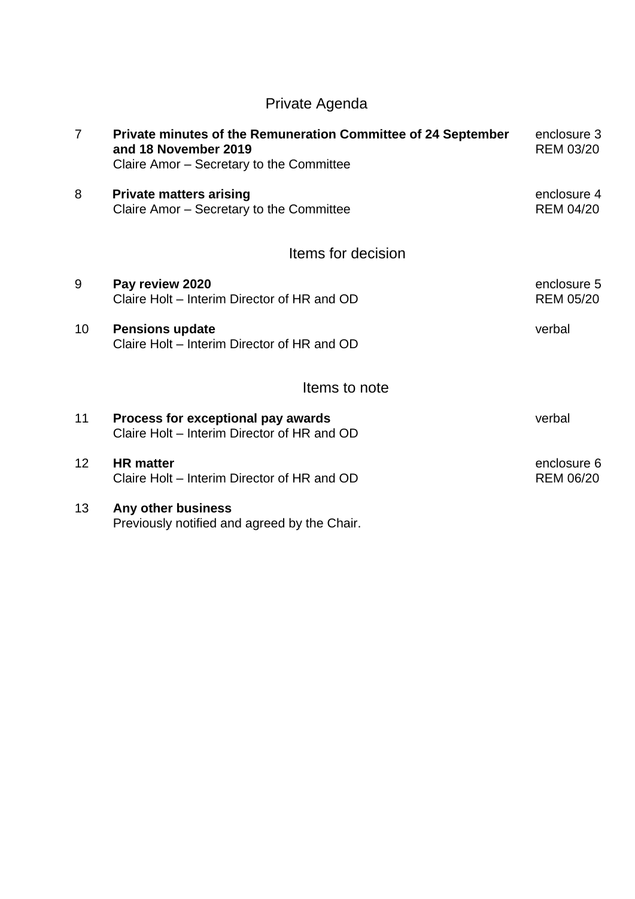## Private Agenda

| | | |
|---|---|---|
| 7 | **Private minutes of the Remuneration Committee of 24 September and 18 November 2019**<br>Claire Amor – Secretary to the Committee | enclosure 3<br>REM 03/20 |
| 8 | **Private matters arising**<br>Claire Amor – Secretary to the Committee | enclosure 4<br>REM 04/20 |

## Items for decision

| | | |
|---|---|---|
| 9 | **Pay review 2020**<br>Claire Holt – Interim Director of HR and OD | enclosure 5<br>REM 05/20 |
| 10 | **Pensions update**<br>Claire Holt – Interim Director of HR and OD | verbal |

## Items to note

| | | |
|---|---|---|
| 11 | **Process for exceptional pay awards**<br>Claire Holt – Interim Director of HR and OD | verbal |
| 12 | **HR matter**<br>Claire Holt – Interim Director of HR and OD | enclosure 6<br>REM 06/20 |
| 13 | **Any other business**<br>Previously notified and agreed by the Chair. | |